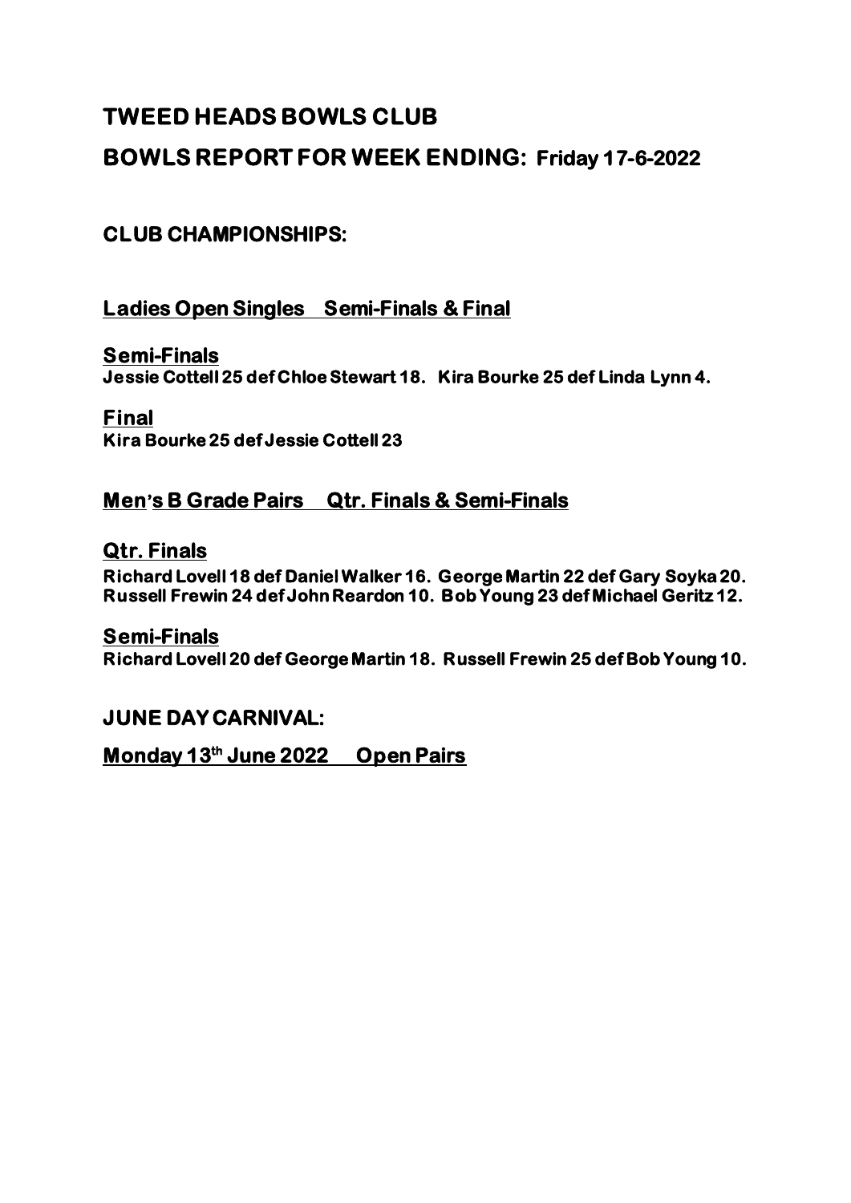# TWEED HEADS BOWLS CLUB

## BOWLS REPORT FOR WEEK ENDING: Friday 17-6-2022

### CLUB CHAMPIONSHIPS:

### Ladies Open Singles Semi-Finals & Final

#### Semi-Finals

**Jessie Cottell 25 def Chloe Stewart 18. Kira Bourke 25 def Linda Lynn 4.**

#### Final

**Kira Bourke 25 def Jessie Cottell 23**

### Men's B Grade Pairs Qtr. Finals & Semi-Finals

#### Qtr. Finals

**Richard Lovell 18 def Daniel Walker 16. George Martin 22 def Gary Soyka 20. Russell Frewin 24 def John Reardon 10. Bob Young 23 def Michael Geritz 12.**

#### Semi-Finals

**Richard Lovell 20 def George Martin 18. Russell Frewin 25 def Bob Young 10.**

### JUNE DAY CARNIVAL:

### Monday 13th June 2022 Open Pairs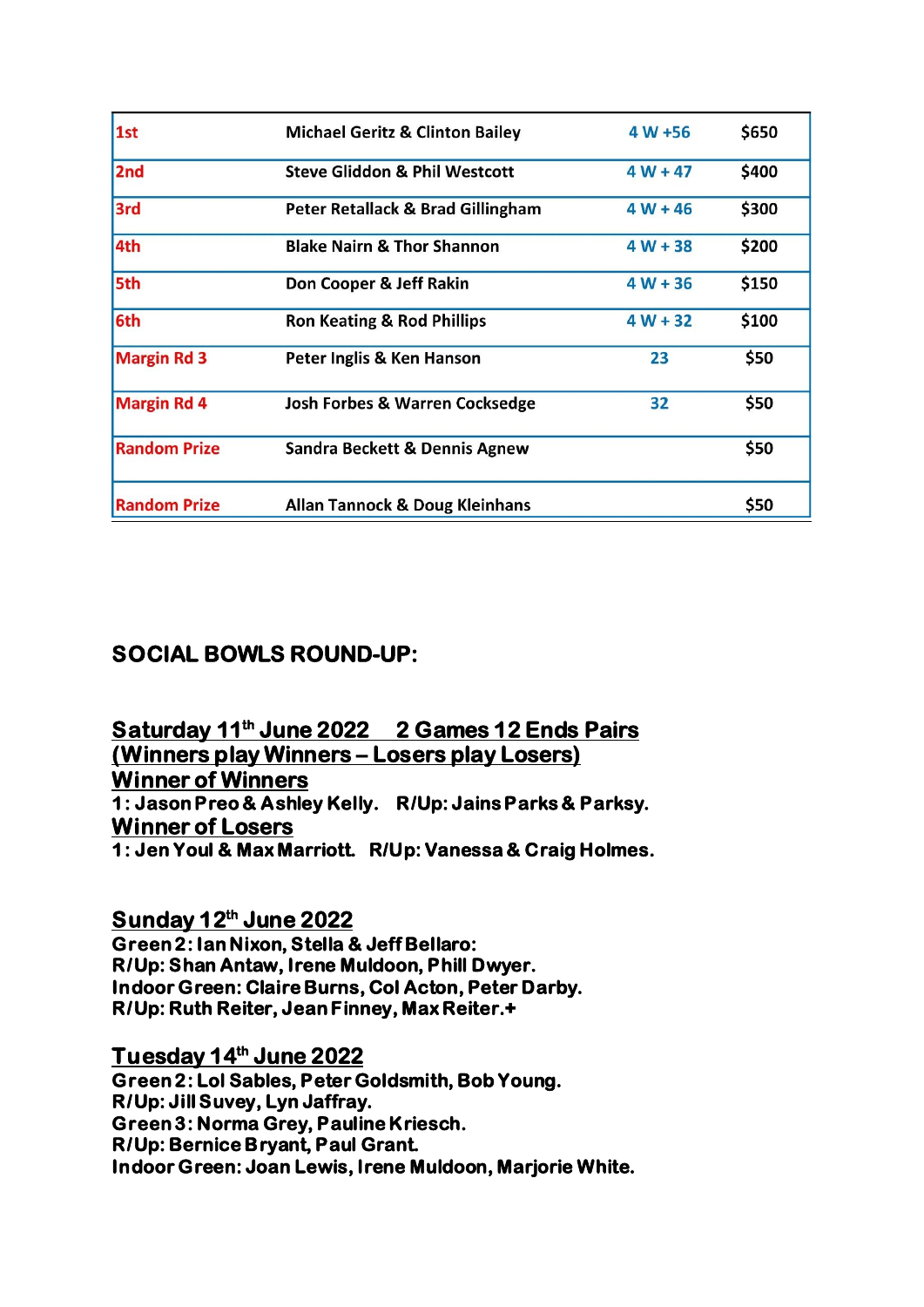| 1st | Michael Geritz & Clinton Bailey | 4 W +56 | $650 |
|---|---|---|---|
| 2nd | Steve Gliddon & Phil Westcott | 4 W + 47 | $400 |
| 3rd | Peter Retallack & Brad Gillingham | 4 W + 46 | $300 |
| 4th | Blake Nairn & Thor Shannon | 4 W + 38 | $200 |
| 5th | Don Cooper & Jeff Rakin | 4 W + 36 | $150 |
| 6th | Ron Keating & Rod Phillips | 4 W + 32 | $100 |
| Margin Rd 3 | Peter Inglis & Ken Hanson | 23 | $50 |
| Margin Rd 4 | Josh Forbes & Warren Cocksedge | 32 | $50 |
| Random Prize | Sandra Beckett & Dennis Agnew | | $50 |
| Random Prize | Allan Tannock & Doug Kleinhans | | $50 |

## SOCIAL BOWLS ROUND-UP:

### Saturday 11th June 2022 2 Games 12 Ends Pairs (Winners play Winners – Losers play Losers)

### Winner of Winners

**1: Jason Preo & Ashley Kelly. R/Up: Jains Parks & Parksy.**

### Winner of Losers

**1: Jen Youl & Max Marriott. R/Up: Vanessa & Craig Holmes.**

### Sunday 12th June 2022

**Green 2: Ian Nixon, Stella & Jeff Bellaro:**
**R/Up: Shan Antaw, Irene Muldoon, Phill Dwyer.**
**Indoor Green: Claire Burns, Col Acton, Peter Darby.**
**R/Up: Ruth Reiter, Jean Finney, Max Reiter.+**

### Tuesday 14th June 2022

**Green 2: Lol Sables, Peter Goldsmith, Bob Young.**
**R/Up: Jill Suvey, Lyn Jaffray.**
**Green 3: Norma Grey, Pauline Kriesch.**
**R/Up: Bernice Bryant, Paul Grant.**
**Indoor Green: Joan Lewis, Irene Muldoon, Marjorie White.**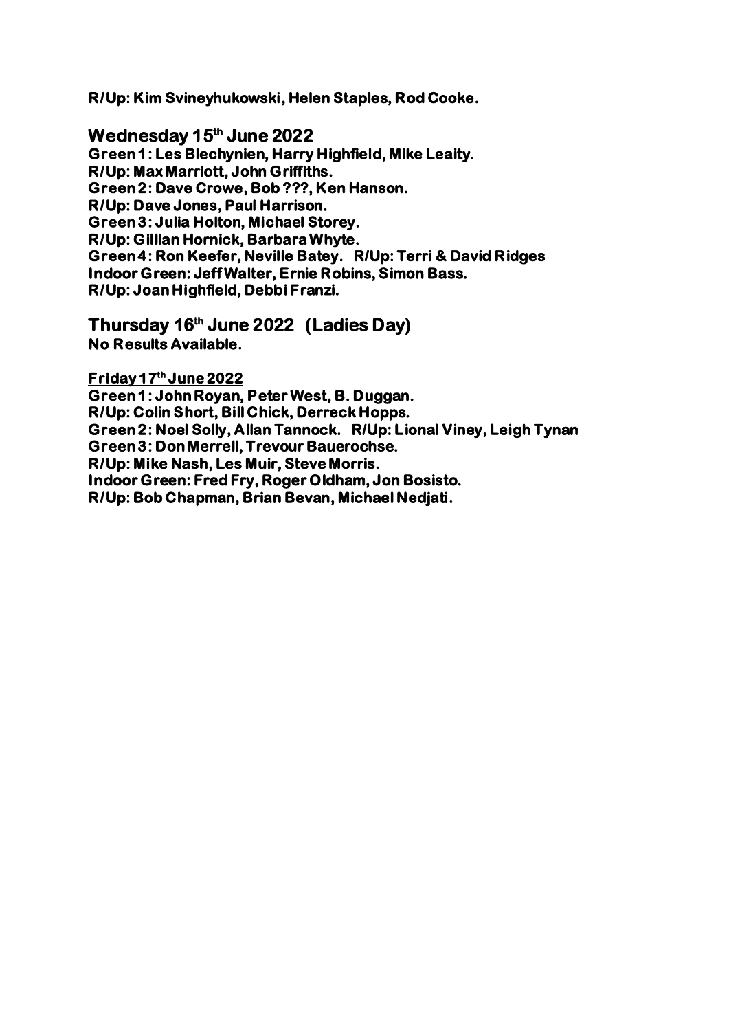**R/Up: Kim Svineyhukowski, Helen Staples, Rod Cooke.**

## Wednesday 15th June 2022

**Green 1: Les Blechynien, Harry Highfield, Mike Leaity.**
**R/Up: Max Marriott, John Griffiths.**
**Green 2: Dave Crowe, Bob ???, Ken Hanson.**
**R/Up: Dave Jones, Paul Harrison.**
**Green 3: Julia Holton, Michael Storey.**
**R/Up: Gillian Hornick, Barbara Whyte.**
**Green 4: Ron Keefer, Neville Batey. R/Up: Terri & David Ridges**
**Indoor Green: Jeff Walter, Ernie Robins, Simon Bass.**
**R/Up: Joan Highfield, Debbi Franzi.**

## Thursday 16th June 2022 (Ladies Day)

**No Results Available.**

### Friday 17th June 2022

**Green 1: John Royan, Peter West, B. Duggan.**
**R/Up: Colin Short, Bill Chick, Derreck Hopps.**
**Green 2: Noel Solly, Allan Tannock. R/Up: Lional Viney, Leigh Tynan**
**Green 3: Don Merrell, Trevour Bauerochse.**
**R/Up: Mike Nash, Les Muir, Steve Morris.**
**Indoor Green: Fred Fry, Roger Oldham, Jon Bosisto.**
**R/Up: Bob Chapman, Brian Bevan, Michael Nedjati.**